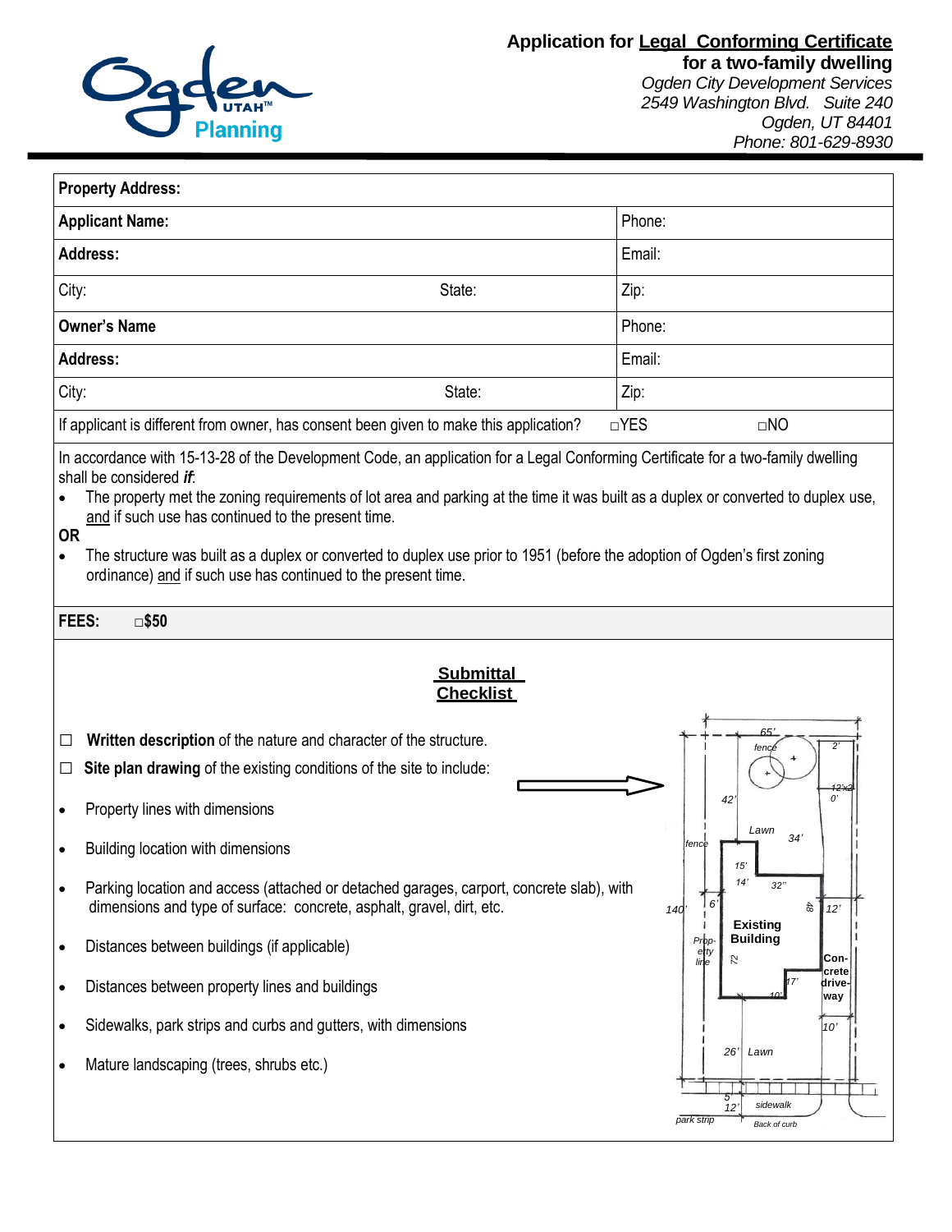Ogden UTAH Planning

# Application for Legal Conforming Certificate for a two-family dwelling

*Ogden City Development Services*
*2549 Washington Blvd. Suite 240*
*Ogden, UT 84401*
*Phone: 801-629-8930*

| **Property Address:** | | |
|---|---|---|
| **Applicant Name:** | | Phone: |
| **Address:** | | Email: |
| City: | State: | Zip: |
| **Owner's Name** | | Phone: |
| **Address:** | | Email: |
| City: | State: | Zip: |
| If applicant is different from owner, has consent been given to make this application? | □YES | □NO |

In accordance with 15-13-28 of the Development Code, an application for a Legal Conforming Certificate for a two-family dwelling shall be considered ***if***:

- The property met the zoning requirements of lot area and parking at the time it was built as a duplex or converted to duplex use, and if such use has continued to the present time.

**OR**

- The structure was built as a duplex or converted to duplex use prior to 1951 (before the adoption of Ogden's first zoning ordinance) and if such use has continued to the present time.

**FEES:** □**$50**

## Submittal Checklist

☐ **Written description** of the nature and character of the structure.

☐ **Site plan drawing** of the existing conditions of the site to include:

- Property lines with dimensions
- Building location with dimensions
- Parking location and access (attached or detached garages, carport, concrete slab), with dimensions and type of surface: concrete, asphalt, gravel, dirt, etc.
- Distances between buildings (if applicable)
- Distances between property lines and buildings
- Sidewalks, park strips and curbs and gutters, with dimensions
- Mature landscaping (trees, shrubs etc.)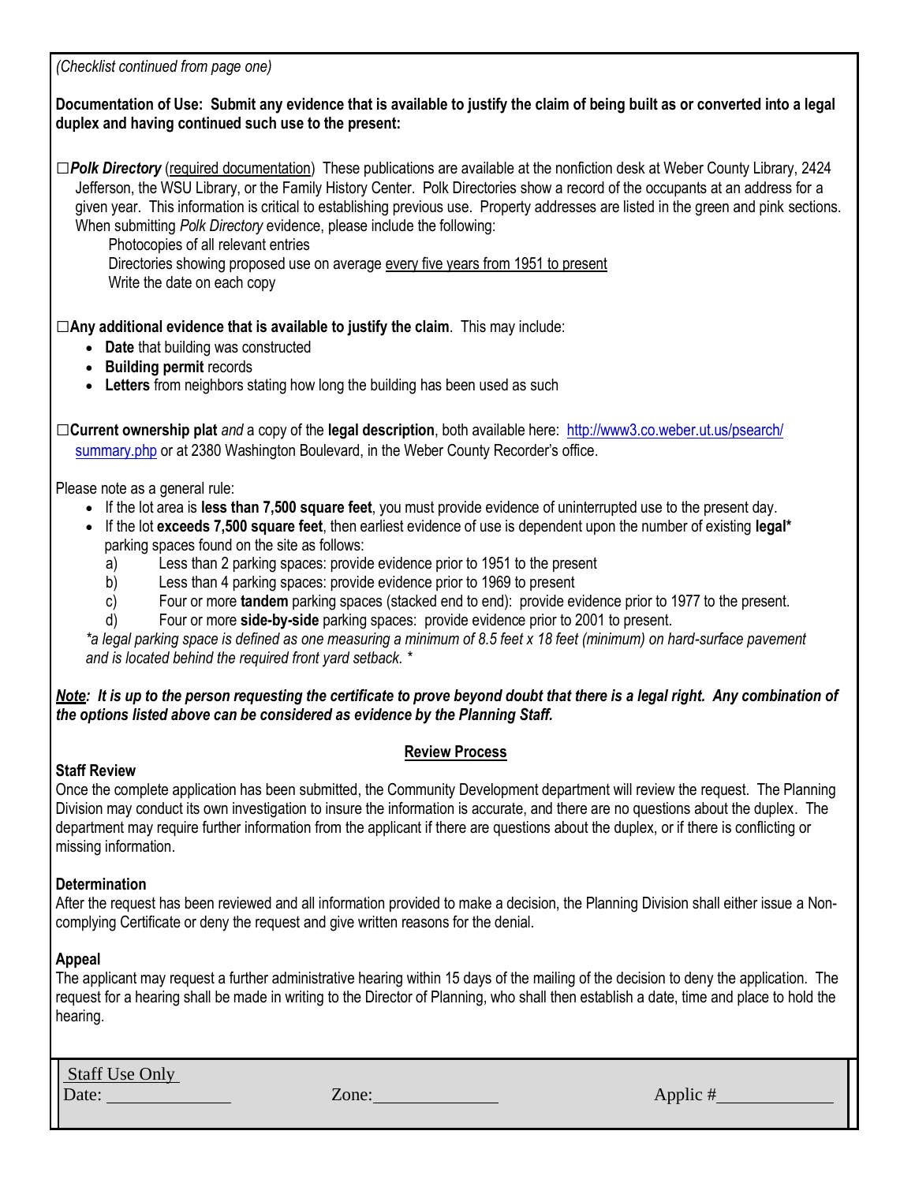*(Checklist continued from page one)*

**Documentation of Use: Submit any evidence that is available to justify the claim of being built as or converted into a legal duplex and having continued such use to the present:**

☐***Polk Directory*** (required documentation) These publications are available at the nonfiction desk at Weber County Library, 2424 Jefferson, the WSU Library, or the Family History Center. Polk Directories show a record of the occupants at an address for a given year. This information is critical to establishing previous use. Property addresses are listed in the green and pink sections. When submitting *Polk Directory* evidence, please include the following:

Photocopies of all relevant entries
Directories showing proposed use on average every five years from 1951 to present
Write the date on each copy

☐**Any additional evidence that is available to justify the claim**. This may include:

- **Date** that building was constructed
- **Building permit** records
- **Letters** from neighbors stating how long the building has been used as such

☐**Current ownership plat** *and* a copy of the **legal description**, both available here: http://www3.co.weber.ut.us/psearch/summary.php or at 2380 Washington Boulevard, in the Weber County Recorder's office.

Please note as a general rule:

- If the lot area is **less than 7,500 square feet**, you must provide evidence of uninterrupted use to the present day.
- If the lot **exceeds 7,500 square feet**, then earliest evidence of use is dependent upon the number of existing **legal*** parking spaces found on the site as follows:
  - a) Less than 2 parking spaces: provide evidence prior to 1951 to the present
  - b) Less than 4 parking spaces: provide evidence prior to 1969 to present
  - c) Four or more **tandem** parking spaces (stacked end to end): provide evidence prior to 1977 to the present.
  - d) Four or more **side-by-side** parking spaces: provide evidence prior to 2001 to present.

  *\*a legal parking space is defined as one measuring a minimum of 8.5 feet x 18 feet (minimum) on hard-surface pavement and is located behind the required front yard setback. \**

***Note*: It is up to the person requesting the certificate to prove beyond doubt that there is a legal right. Any combination of the options listed above can be considered as evidence by the Planning Staff.**

## Review Process

**Staff Review**

Once the complete application has been submitted, the Community Development department will review the request. The Planning Division may conduct its own investigation to insure the information is accurate, and there are no questions about the duplex. The department may require further information from the applicant if there are questions about the duplex, or if there is conflicting or missing information.

**Determination**

After the request has been reviewed and all information provided to make a decision, the Planning Division shall either issue a Non-complying Certificate or deny the request and give written reasons for the denial.

**Appeal**

The applicant may request a further administrative hearing within 15 days of the mailing of the decision to deny the application. The request for a hearing shall be made in writing to the Director of Planning, who shall then establish a date, time and place to hold the hearing.

Staff Use Only

Date: ______________ Zone: ______________ Applic #______________